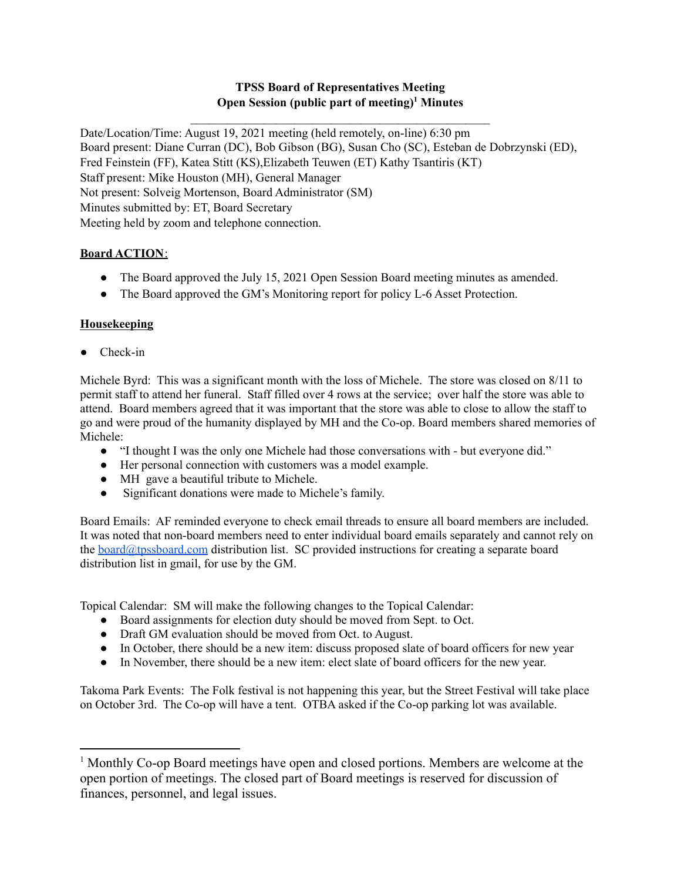**TPSS Board of Representatives Meeting**
**Open Session (public part of meeting)[1] Minutes**

---

Date/Location/Time: August 19, 2021 meeting (held remotely, on-line) 6:30 pm
Board present: Diane Curran (DC), Bob Gibson (BG), Susan Cho (SC), Esteban de Dobrzynski (ED), Fred Feinstein (FF), Katea Stitt (KS),Elizabeth Teuwen (ET) Kathy Tsantiris (KT)
Staff present: Mike Houston (MH), General Manager
Not present: Solveig Mortenson, Board Administrator (SM)
Minutes submitted by: ET, Board Secretary
Meeting held by zoom and telephone connection.

**Board ACTION**:

- The Board approved the July 15, 2021 Open Session Board meeting minutes as amended.
- The Board approved the GM's Monitoring report for policy L-6 Asset Protection.

**Housekeeping**

- Check-in

Michele Byrd: This was a significant month with the loss of Michele. The store was closed on 8/11 to permit staff to attend her funeral. Staff filled over 4 rows at the service; over half the store was able to attend. Board members agreed that it was important that the store was able to close to allow the staff to go and were proud of the humanity displayed by MH and the Co-op. Board members shared memories of Michele:

- "I thought I was the only one Michele had those conversations with - but everyone did."
- Her personal connection with customers was a model example.
- MH gave a beautiful tribute to Michele.
- Significant donations were made to Michele's family.

Board Emails: AF reminded everyone to check email threads to ensure all board members are included. It was noted that non-board members need to enter individual board emails separately and cannot rely on the board@tpssboard.com distribution list. SC provided instructions for creating a separate board distribution list in gmail, for use by the GM.

Topical Calendar: SM will make the following changes to the Topical Calendar:

- Board assignments for election duty should be moved from Sept. to Oct.
- Draft GM evaluation should be moved from Oct. to August.
- In October, there should be a new item: discuss proposed slate of board officers for new year
- In November, there should be a new item: elect slate of board officers for the new year.

Takoma Park Events: The Folk festival is not happening this year, but the Street Festival will take place on October 3rd. The Co-op will have a tent. OTBA asked if the Co-op parking lot was available.

---

[1] Monthly Co-op Board meetings have open and closed portions. Members are welcome at the open portion of meetings. The closed part of Board meetings is reserved for discussion of finances, personnel, and legal issues.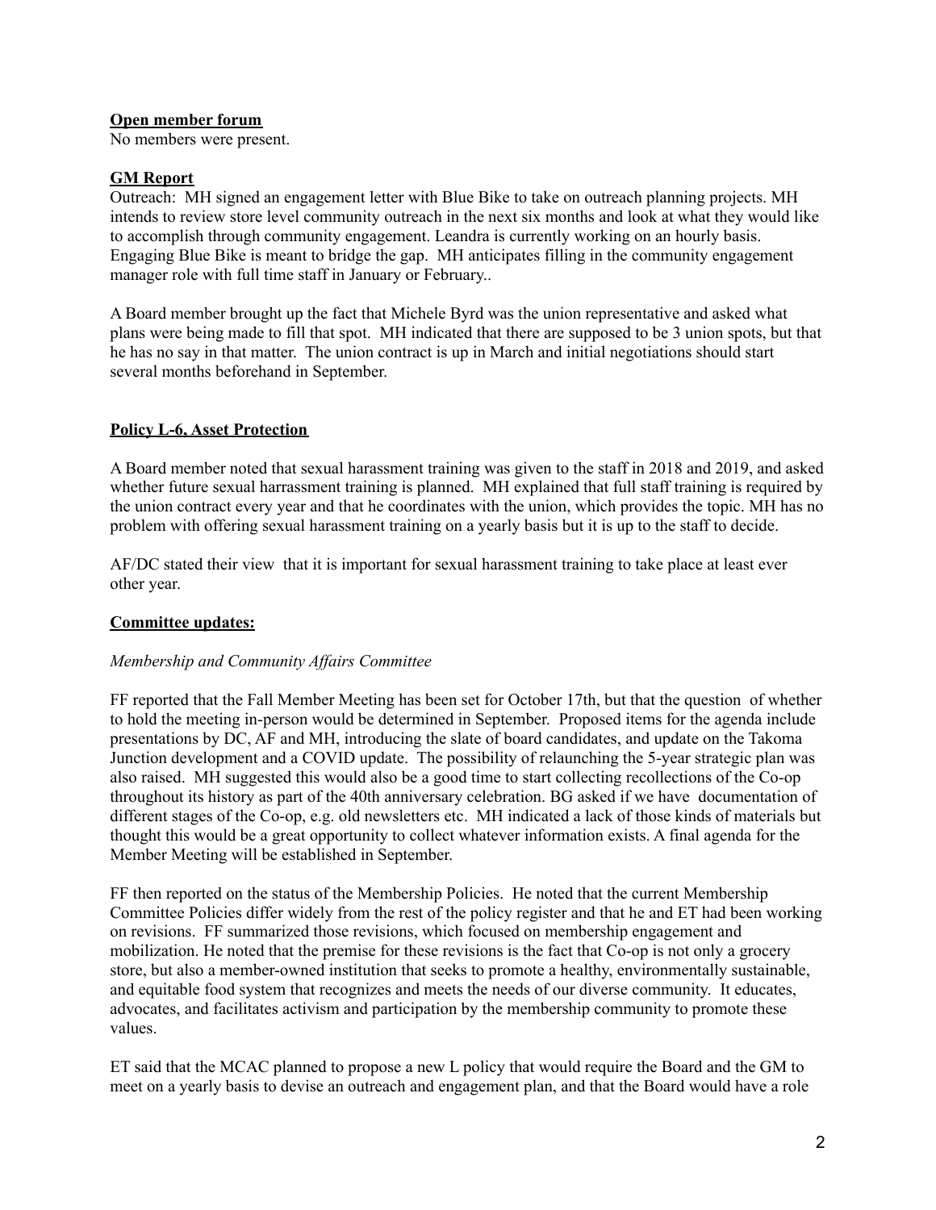**Open member forum**

No members were present.

**GM Report**

Outreach: MH signed an engagement letter with Blue Bike to take on outreach planning projects. MH intends to review store level community outreach in the next six months and look at what they would like to accomplish through community engagement. Leandra is currently working on an hourly basis. Engaging Blue Bike is meant to bridge the gap. MH anticipates filling in the community engagement manager role with full time staff in January or February..

A Board member brought up the fact that Michele Byrd was the union representative and asked what plans were being made to fill that spot. MH indicated that there are supposed to be 3 union spots, but that he has no say in that matter. The union contract is up in March and initial negotiations should start several months beforehand in September.

**Policy L-6, Asset Protection**

A Board member noted that sexual harassment training was given to the staff in 2018 and 2019, and asked whether future sexual harrassment training is planned. MH explained that full staff training is required by the union contract every year and that he coordinates with the union, which provides the topic. MH has no problem with offering sexual harassment training on a yearly basis but it is up to the staff to decide.

AF/DC stated their view that it is important for sexual harassment training to take place at least ever other year.

**Committee updates:**

*Membership and Community Affairs Committee*

FF reported that the Fall Member Meeting has been set for October 17th, but that the question of whether to hold the meeting in-person would be determined in September. Proposed items for the agenda include presentations by DC, AF and MH, introducing the slate of board candidates, and update on the Takoma Junction development and a COVID update. The possibility of relaunching the 5-year strategic plan was also raised. MH suggested this would also be a good time to start collecting recollections of the Co-op throughout its history as part of the 40th anniversary celebration. BG asked if we have documentation of different stages of the Co-op, e.g. old newsletters etc. MH indicated a lack of those kinds of materials but thought this would be a great opportunity to collect whatever information exists. A final agenda for the Member Meeting will be established in September.

FF then reported on the status of the Membership Policies. He noted that the current Membership Committee Policies differ widely from the rest of the policy register and that he and ET had been working on revisions. FF summarized those revisions, which focused on membership engagement and mobilization. He noted that the premise for these revisions is the fact that Co-op is not only a grocery store, but also a member-owned institution that seeks to promote a healthy, environmentally sustainable, and equitable food system that recognizes and meets the needs of our diverse community. It educates, advocates, and facilitates activism and participation by the membership community to promote these values.

ET said that the MCAC planned to propose a new L policy that would require the Board and the GM to meet on a yearly basis to devise an outreach and engagement plan, and that the Board would have a role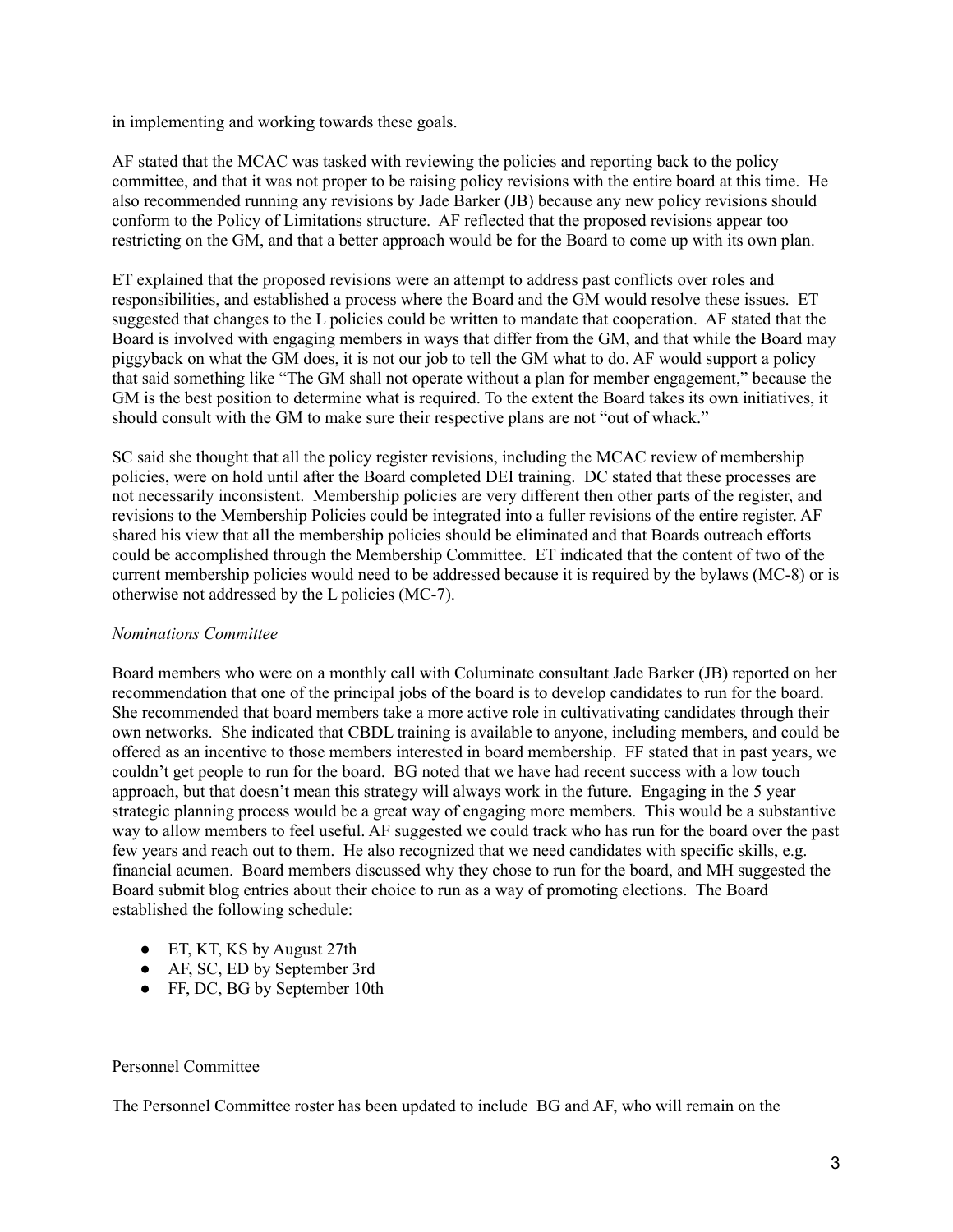in implementing and working towards these goals.

AF stated that the MCAC was tasked with reviewing the policies and reporting back to the policy committee, and that it was not proper to be raising policy revisions with the entire board at this time. He also recommended running any revisions by Jade Barker (JB) because any new policy revisions should conform to the Policy of Limitations structure. AF reflected that the proposed revisions appear too restricting on the GM, and that a better approach would be for the Board to come up with its own plan.

ET explained that the proposed revisions were an attempt to address past conflicts over roles and responsibilities, and established a process where the Board and the GM would resolve these issues. ET suggested that changes to the L policies could be written to mandate that cooperation. AF stated that the Board is involved with engaging members in ways that differ from the GM, and that while the Board may piggyback on what the GM does, it is not our job to tell the GM what to do. AF would support a policy that said something like "The GM shall not operate without a plan for member engagement," because the GM is the best position to determine what is required. To the extent the Board takes its own initiatives, it should consult with the GM to make sure their respective plans are not "out of whack."

SC said she thought that all the policy register revisions, including the MCAC review of membership policies, were on hold until after the Board completed DEI training. DC stated that these processes are not necessarily inconsistent. Membership policies are very different then other parts of the register, and revisions to the Membership Policies could be integrated into a fuller revisions of the entire register. AF shared his view that all the membership policies should be eliminated and that Boards outreach efforts could be accomplished through the Membership Committee. ET indicated that the content of two of the current membership policies would need to be addressed because it is required by the bylaws (MC-8) or is otherwise not addressed by the L policies (MC-7).

*Nominations Committee*

Board members who were on a monthly call with Columinate consultant Jade Barker (JB) reported on her recommendation that one of the principal jobs of the board is to develop candidates to run for the board. She recommended that board members take a more active role in cultivativating candidates through their own networks. She indicated that CBDL training is available to anyone, including members, and could be offered as an incentive to those members interested in board membership. FF stated that in past years, we couldn't get people to run for the board. BG noted that we have had recent success with a low touch approach, but that doesn't mean this strategy will always work in the future. Engaging in the 5 year strategic planning process would be a great way of engaging more members. This would be a substantive way to allow members to feel useful. AF suggested we could track who has run for the board over the past few years and reach out to them. He also recognized that we need candidates with specific skills, e.g. financial acumen. Board members discussed why they chose to run for the board, and MH suggested the Board submit blog entries about their choice to run as a way of promoting elections. The Board established the following schedule:

- ET, KT, KS by August 27th
- AF, SC, ED by September 3rd
- FF, DC, BG by September 10th

Personnel Committee

The Personnel Committee roster has been updated to include BG and AF, who will remain on the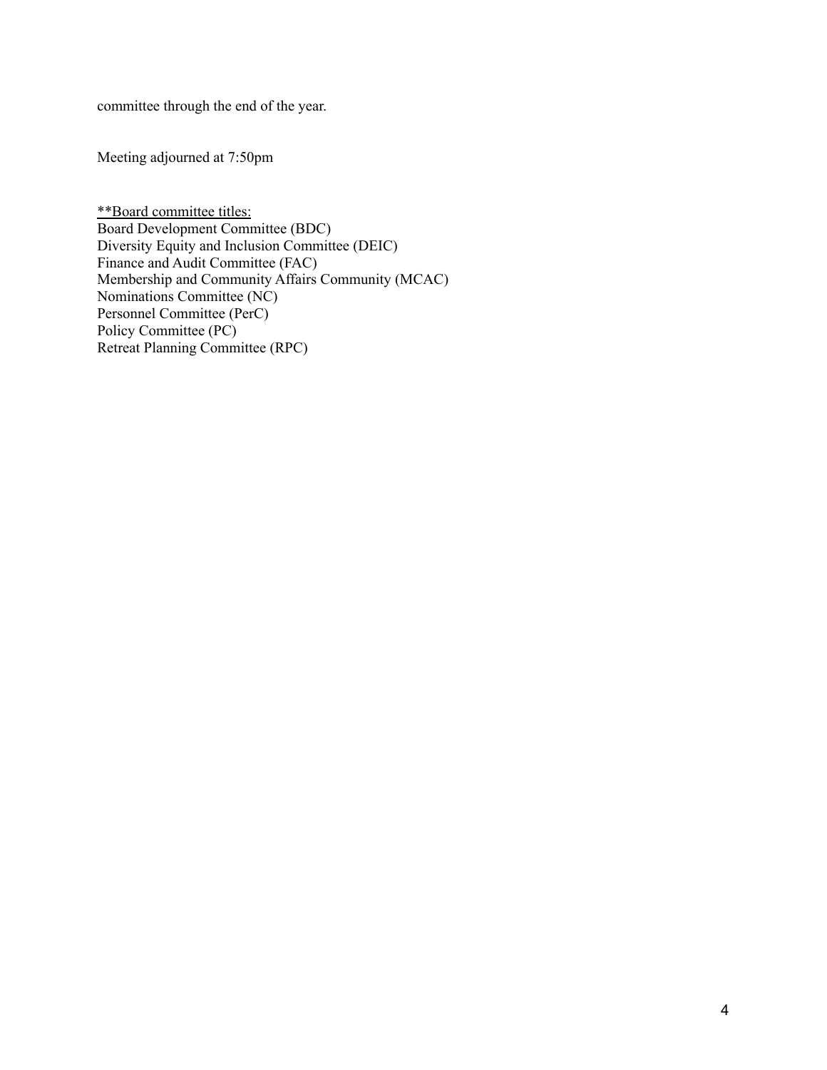committee through the end of the year.

Meeting adjourned at 7:50pm

**Board committee titles:**

Board Development Committee (BDC)
Diversity Equity and Inclusion Committee (DEIC)
Finance and Audit Committee (FAC)
Membership and Community Affairs Community (MCAC)
Nominations Committee (NC)
Personnel Committee (PerC)
Policy Committee (PC)
Retreat Planning Committee (RPC)